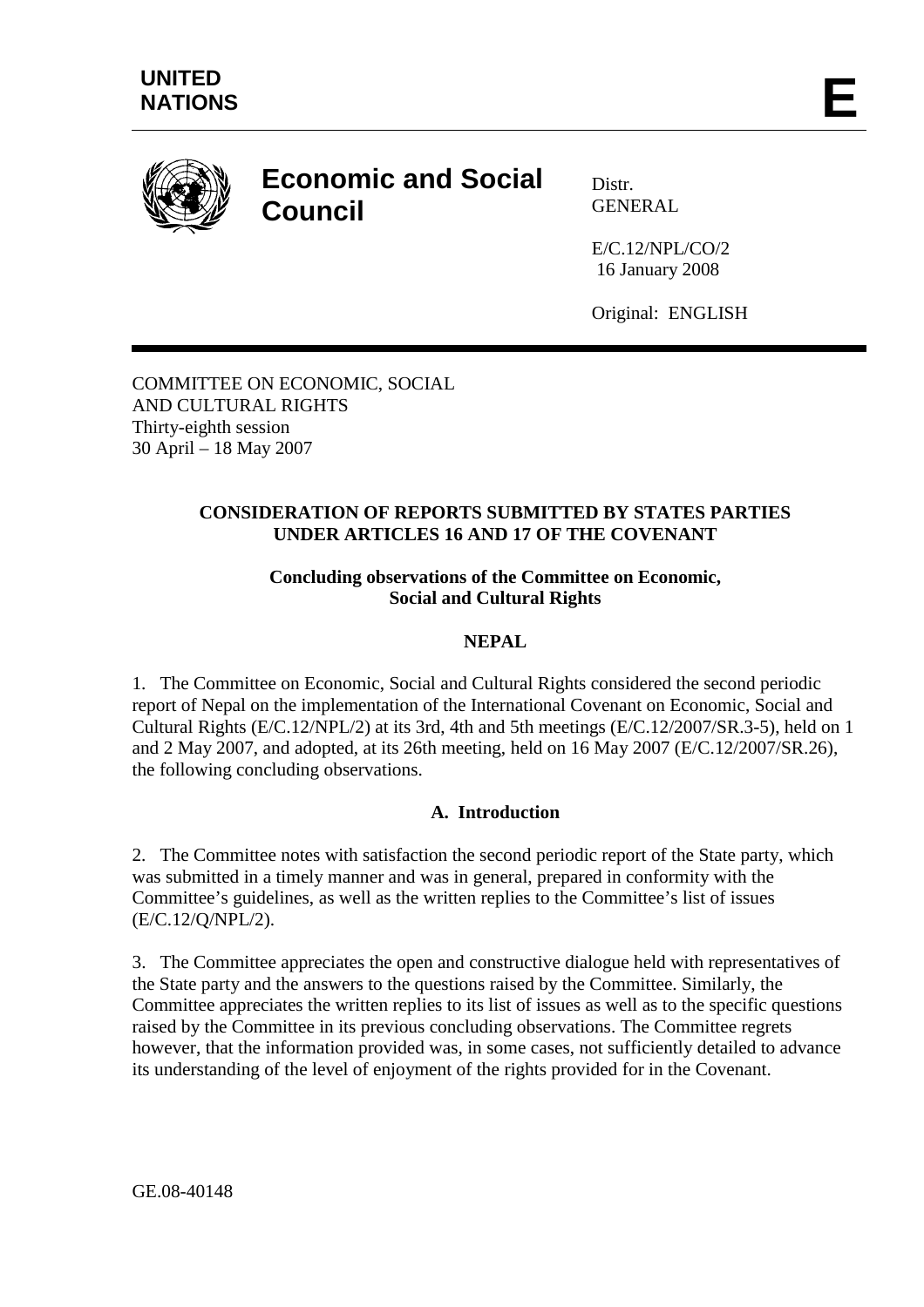**UNITED NATIONS**

**E**

# Economic and Social Council

Distr.
GENERAL

E/C.12/NPL/CO/2
16 January 2008

Original: ENGLISH

COMMITTEE ON ECONOMIC, SOCIAL
AND CULTURAL RIGHTS
Thirty-eighth session
30 April – 18 May 2007

**CONSIDERATION OF REPORTS SUBMITTED BY STATES PARTIES UNDER ARTICLES 16 AND 17 OF THE COVENANT**

**Concluding observations of the Committee on Economic, Social and Cultural Rights**

**NEPAL**

1. The Committee on Economic, Social and Cultural Rights considered the second periodic report of Nepal on the implementation of the International Covenant on Economic, Social and Cultural Rights (E/C.12/NPL/2) at its 3rd, 4th and 5th meetings (E/C.12/2007/SR.3-5), held on 1 and 2 May 2007, and adopted, at its 26th meeting, held on 16 May 2007 (E/C.12/2007/SR.26), the following concluding observations.

## A. Introduction

2. The Committee notes with satisfaction the second periodic report of the State party, which was submitted in a timely manner and was in general, prepared in conformity with the Committee's guidelines, as well as the written replies to the Committee's list of issues (E/C.12/Q/NPL/2).

3. The Committee appreciates the open and constructive dialogue held with representatives of the State party and the answers to the questions raised by the Committee. Similarly, the Committee appreciates the written replies to its list of issues as well as to the specific questions raised by the Committee in its previous concluding observations. The Committee regrets however, that the information provided was, in some cases, not sufficiently detailed to advance its understanding of the level of enjoyment of the rights provided for in the Covenant.

GE.08-40148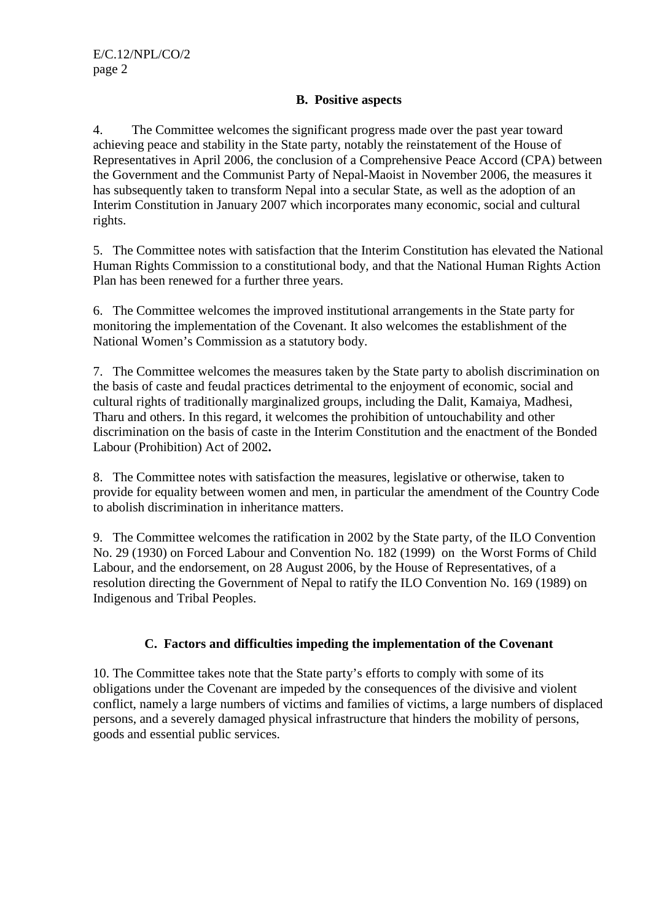## B. Positive aspects

4. The Committee welcomes the significant progress made over the past year toward achieving peace and stability in the State party, notably the reinstatement of the House of Representatives in April 2006, the conclusion of a Comprehensive Peace Accord (CPA) between the Government and the Communist Party of Nepal-Maoist in November 2006, the measures it has subsequently taken to transform Nepal into a secular State, as well as the adoption of an Interim Constitution in January 2007 which incorporates many economic, social and cultural rights.

5. The Committee notes with satisfaction that the Interim Constitution has elevated the National Human Rights Commission to a constitutional body, and that the National Human Rights Action Plan has been renewed for a further three years.

6. The Committee welcomes the improved institutional arrangements in the State party for monitoring the implementation of the Covenant. It also welcomes the establishment of the National Women's Commission as a statutory body.

7. The Committee welcomes the measures taken by the State party to abolish discrimination on the basis of caste and feudal practices detrimental to the enjoyment of economic, social and cultural rights of traditionally marginalized groups, including the Dalit, Kamaiya, Madhesi, Tharu and others. In this regard, it welcomes the prohibition of untouchability and other discrimination on the basis of caste in the Interim Constitution and the enactment of the Bonded Labour (Prohibition) Act of 2002**.**

8. The Committee notes with satisfaction the measures, legislative or otherwise, taken to provide for equality between women and men, in particular the amendment of the Country Code to abolish discrimination in inheritance matters.

9. The Committee welcomes the ratification in 2002 by the State party, of the ILO Convention No. 29 (1930) on Forced Labour and Convention No. 182 (1999) on the Worst Forms of Child Labour, and the endorsement, on 28 August 2006, by the House of Representatives, of a resolution directing the Government of Nepal to ratify the ILO Convention No. 169 (1989) on Indigenous and Tribal Peoples.

## C. Factors and difficulties impeding the implementation of the Covenant

10. The Committee takes note that the State party's efforts to comply with some of its obligations under the Covenant are impeded by the consequences of the divisive and violent conflict, namely a large numbers of victims and families of victims, a large numbers of displaced persons, and a severely damaged physical infrastructure that hinders the mobility of persons, goods and essential public services.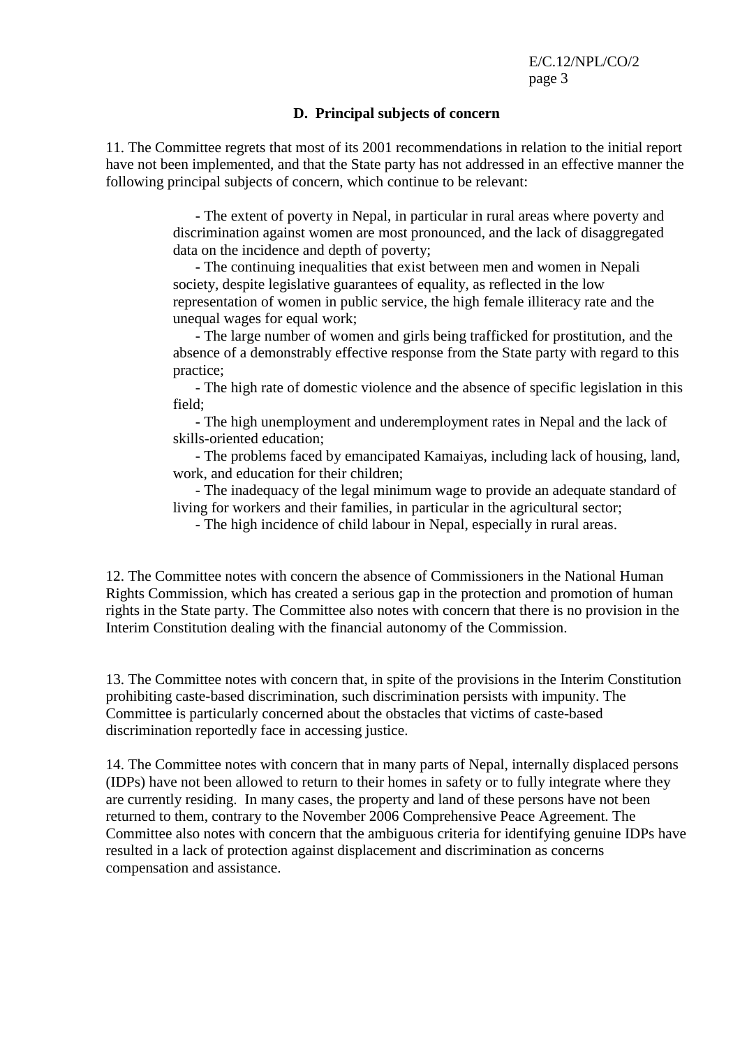## D. Principal subjects of concern

11. The Committee regrets that most of its 2001 recommendations in relation to the initial report have not been implemented, and that the State party has not addressed in an effective manner the following principal subjects of concern, which continue to be relevant:

- The extent of poverty in Nepal, in particular in rural areas where poverty and discrimination against women are most pronounced, and the lack of disaggregated data on the incidence and depth of poverty;
- The continuing inequalities that exist between men and women in Nepali society, despite legislative guarantees of equality, as reflected in the low representation of women in public service, the high female illiteracy rate and the unequal wages for equal work;
- The large number of women and girls being trafficked for prostitution, and the absence of a demonstrably effective response from the State party with regard to this practice;
- The high rate of domestic violence and the absence of specific legislation in this field;
- The high unemployment and underemployment rates in Nepal and the lack of skills-oriented education;
- The problems faced by emancipated Kamaiyas, including lack of housing, land, work, and education for their children;
- The inadequacy of the legal minimum wage to provide an adequate standard of living for workers and their families, in particular in the agricultural sector;
- The high incidence of child labour in Nepal, especially in rural areas.

12. The Committee notes with concern the absence of Commissioners in the National Human Rights Commission, which has created a serious gap in the protection and promotion of human rights in the State party. The Committee also notes with concern that there is no provision in the Interim Constitution dealing with the financial autonomy of the Commission.

13. The Committee notes with concern that, in spite of the provisions in the Interim Constitution prohibiting caste-based discrimination, such discrimination persists with impunity. The Committee is particularly concerned about the obstacles that victims of caste-based discrimination reportedly face in accessing justice.

14. The Committee notes with concern that in many parts of Nepal, internally displaced persons (IDPs) have not been allowed to return to their homes in safety or to fully integrate where they are currently residing. In many cases, the property and land of these persons have not been returned to them, contrary to the November 2006 Comprehensive Peace Agreement. The Committee also notes with concern that the ambiguous criteria for identifying genuine IDPs have resulted in a lack of protection against displacement and discrimination as concerns compensation and assistance.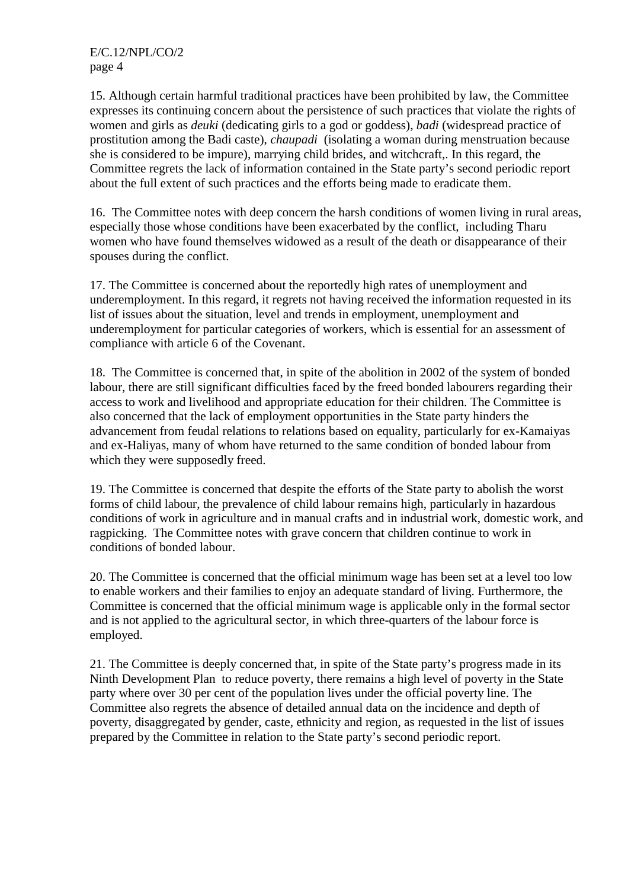15. Although certain harmful traditional practices have been prohibited by law, the Committee expresses its continuing concern about the persistence of such practices that violate the rights of women and girls as *deuki* (dedicating girls to a god or goddess), *badi* (widespread practice of prostitution among the Badi caste), *chaupadi* (isolating a woman during menstruation because she is considered to be impure), marrying child brides, and witchcraft,. In this regard, the Committee regrets the lack of information contained in the State party's second periodic report about the full extent of such practices and the efforts being made to eradicate them.

16. The Committee notes with deep concern the harsh conditions of women living in rural areas, especially those whose conditions have been exacerbated by the conflict, including Tharu women who have found themselves widowed as a result of the death or disappearance of their spouses during the conflict.

17. The Committee is concerned about the reportedly high rates of unemployment and underemployment. In this regard, it regrets not having received the information requested in its list of issues about the situation, level and trends in employment, unemployment and underemployment for particular categories of workers, which is essential for an assessment of compliance with article 6 of the Covenant.

18. The Committee is concerned that, in spite of the abolition in 2002 of the system of bonded labour, there are still significant difficulties faced by the freed bonded labourers regarding their access to work and livelihood and appropriate education for their children. The Committee is also concerned that the lack of employment opportunities in the State party hinders the advancement from feudal relations to relations based on equality, particularly for ex-Kamaiyas and ex-Haliyas, many of whom have returned to the same condition of bonded labour from which they were supposedly freed.

19. The Committee is concerned that despite the efforts of the State party to abolish the worst forms of child labour, the prevalence of child labour remains high, particularly in hazardous conditions of work in agriculture and in manual crafts and in industrial work, domestic work, and ragpicking. The Committee notes with grave concern that children continue to work in conditions of bonded labour.

20. The Committee is concerned that the official minimum wage has been set at a level too low to enable workers and their families to enjoy an adequate standard of living. Furthermore, the Committee is concerned that the official minimum wage is applicable only in the formal sector and is not applied to the agricultural sector, in which three-quarters of the labour force is employed.

21. The Committee is deeply concerned that, in spite of the State party's progress made in its Ninth Development Plan to reduce poverty, there remains a high level of poverty in the State party where over 30 per cent of the population lives under the official poverty line. The Committee also regrets the absence of detailed annual data on the incidence and depth of poverty, disaggregated by gender, caste, ethnicity and region, as requested in the list of issues prepared by the Committee in relation to the State party's second periodic report.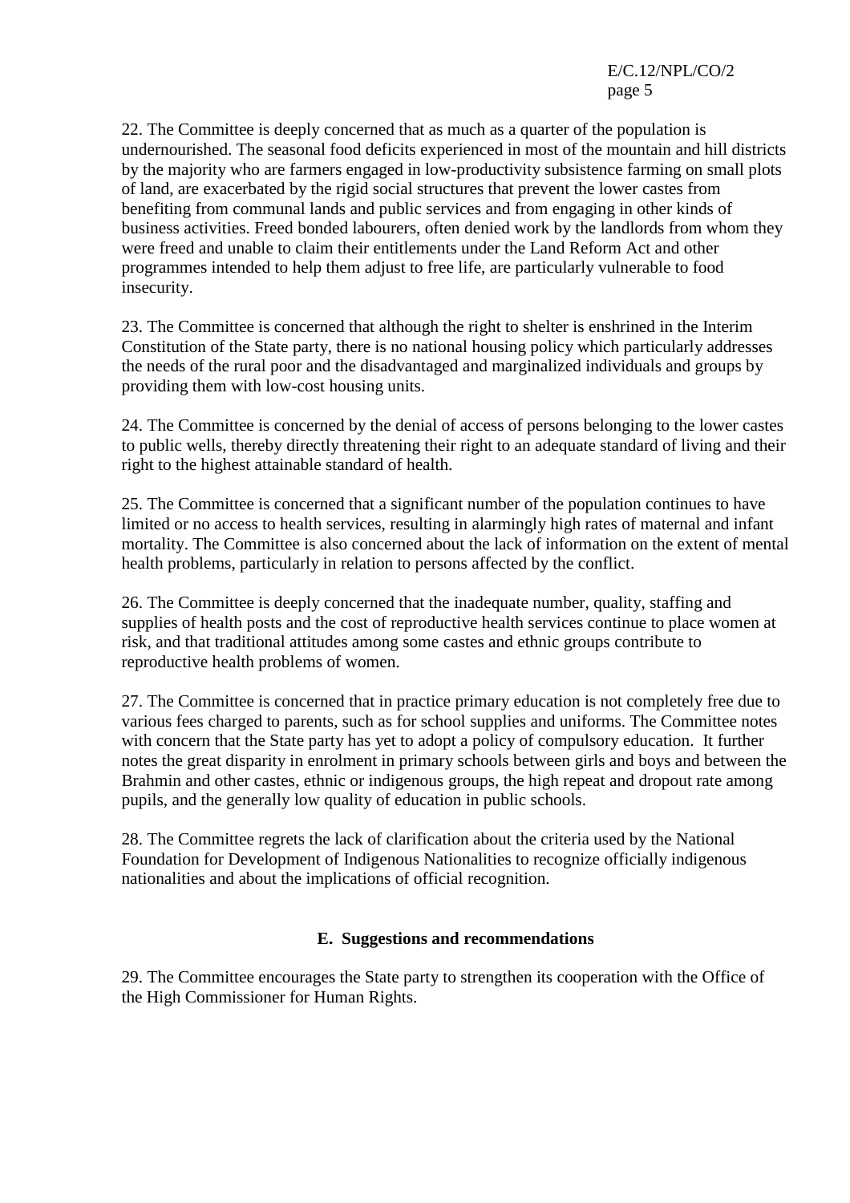22. The Committee is deeply concerned that as much as a quarter of the population is undernourished. The seasonal food deficits experienced in most of the mountain and hill districts by the majority who are farmers engaged in low-productivity subsistence farming on small plots of land, are exacerbated by the rigid social structures that prevent the lower castes from benefiting from communal lands and public services and from engaging in other kinds of business activities. Freed bonded labourers, often denied work by the landlords from whom they were freed and unable to claim their entitlements under the Land Reform Act and other programmes intended to help them adjust to free life, are particularly vulnerable to food insecurity.

23. The Committee is concerned that although the right to shelter is enshrined in the Interim Constitution of the State party, there is no national housing policy which particularly addresses the needs of the rural poor and the disadvantaged and marginalized individuals and groups by providing them with low-cost housing units.

24. The Committee is concerned by the denial of access of persons belonging to the lower castes to public wells, thereby directly threatening their right to an adequate standard of living and their right to the highest attainable standard of health.

25. The Committee is concerned that a significant number of the population continues to have limited or no access to health services, resulting in alarmingly high rates of maternal and infant mortality. The Committee is also concerned about the lack of information on the extent of mental health problems, particularly in relation to persons affected by the conflict.

26. The Committee is deeply concerned that the inadequate number, quality, staffing and supplies of health posts and the cost of reproductive health services continue to place women at risk, and that traditional attitudes among some castes and ethnic groups contribute to reproductive health problems of women.

27. The Committee is concerned that in practice primary education is not completely free due to various fees charged to parents, such as for school supplies and uniforms. The Committee notes with concern that the State party has yet to adopt a policy of compulsory education. It further notes the great disparity in enrolment in primary schools between girls and boys and between the Brahmin and other castes, ethnic or indigenous groups, the high repeat and dropout rate among pupils, and the generally low quality of education in public schools.

28. The Committee regrets the lack of clarification about the criteria used by the National Foundation for Development of Indigenous Nationalities to recognize officially indigenous nationalities and about the implications of official recognition.

## E. Suggestions and recommendations

29. The Committee encourages the State party to strengthen its cooperation with the Office of the High Commissioner for Human Rights.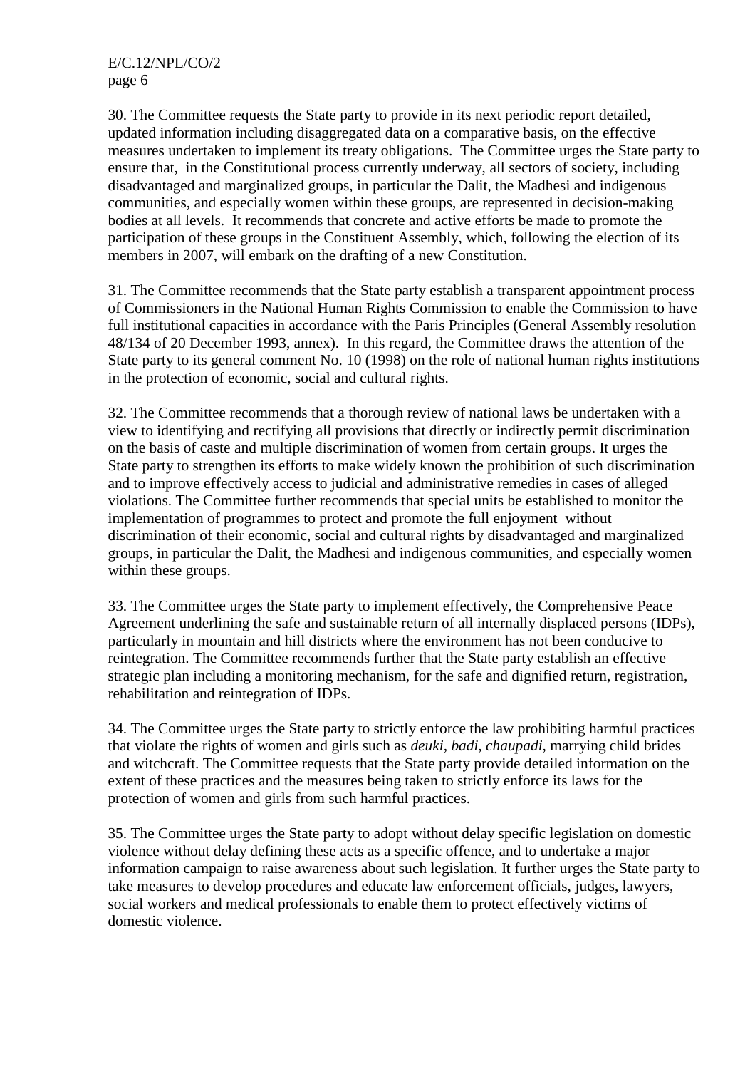30. The Committee requests the State party to provide in its next periodic report detailed, updated information including disaggregated data on a comparative basis, on the effective measures undertaken to implement its treaty obligations. The Committee urges the State party to ensure that, in the Constitutional process currently underway, all sectors of society, including disadvantaged and marginalized groups, in particular the Dalit, the Madhesi and indigenous communities, and especially women within these groups, are represented in decision-making bodies at all levels. It recommends that concrete and active efforts be made to promote the participation of these groups in the Constituent Assembly, which, following the election of its members in 2007, will embark on the drafting of a new Constitution.

31. The Committee recommends that the State party establish a transparent appointment process of Commissioners in the National Human Rights Commission to enable the Commission to have full institutional capacities in accordance with the Paris Principles (General Assembly resolution 48/134 of 20 December 1993, annex). In this regard, the Committee draws the attention of the State party to its general comment No. 10 (1998) on the role of national human rights institutions in the protection of economic, social and cultural rights.

32. The Committee recommends that a thorough review of national laws be undertaken with a view to identifying and rectifying all provisions that directly or indirectly permit discrimination on the basis of caste and multiple discrimination of women from certain groups. It urges the State party to strengthen its efforts to make widely known the prohibition of such discrimination and to improve effectively access to judicial and administrative remedies in cases of alleged violations. The Committee further recommends that special units be established to monitor the implementation of programmes to protect and promote the full enjoyment without discrimination of their economic, social and cultural rights by disadvantaged and marginalized groups, in particular the Dalit, the Madhesi and indigenous communities, and especially women within these groups.

33. The Committee urges the State party to implement effectively, the Comprehensive Peace Agreement underlining the safe and sustainable return of all internally displaced persons (IDPs), particularly in mountain and hill districts where the environment has not been conducive to reintegration. The Committee recommends further that the State party establish an effective strategic plan including a monitoring mechanism, for the safe and dignified return, registration, rehabilitation and reintegration of IDPs.

34. The Committee urges the State party to strictly enforce the law prohibiting harmful practices that violate the rights of women and girls such as *deuki*, *badi*, *chaupadi*, marrying child brides and witchcraft. The Committee requests that the State party provide detailed information on the extent of these practices and the measures being taken to strictly enforce its laws for the protection of women and girls from such harmful practices.

35. The Committee urges the State party to adopt without delay specific legislation on domestic violence without delay defining these acts as a specific offence, and to undertake a major information campaign to raise awareness about such legislation. It further urges the State party to take measures to develop procedures and educate law enforcement officials, judges, lawyers, social workers and medical professionals to enable them to protect effectively victims of domestic violence.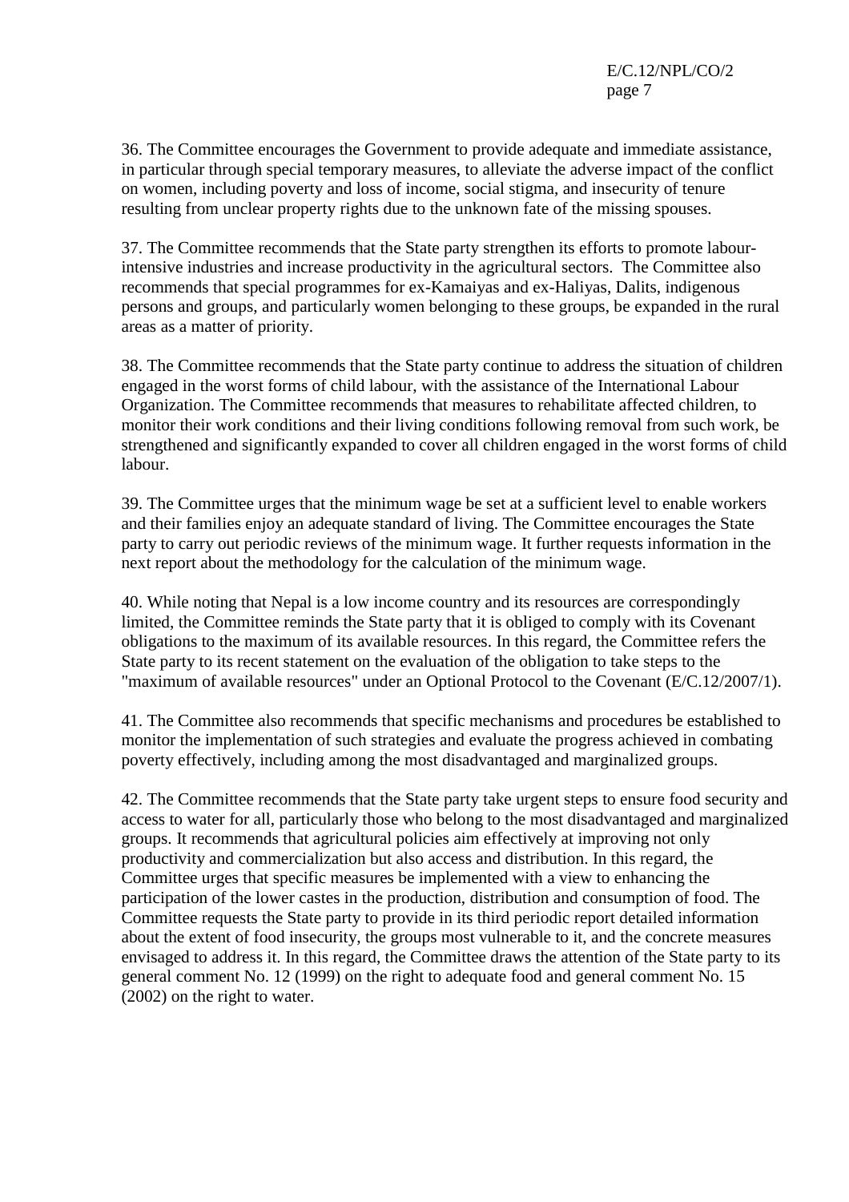36. The Committee encourages the Government to provide adequate and immediate assistance, in particular through special temporary measures, to alleviate the adverse impact of the conflict on women, including poverty and loss of income, social stigma, and insecurity of tenure resulting from unclear property rights due to the unknown fate of the missing spouses.

37. The Committee recommends that the State party strengthen its efforts to promote labour-intensive industries and increase productivity in the agricultural sectors. The Committee also recommends that special programmes for ex-Kamaiyas and ex-Haliyas, Dalits, indigenous persons and groups, and particularly women belonging to these groups, be expanded in the rural areas as a matter of priority.

38. The Committee recommends that the State party continue to address the situation of children engaged in the worst forms of child labour, with the assistance of the International Labour Organization. The Committee recommends that measures to rehabilitate affected children, to monitor their work conditions and their living conditions following removal from such work, be strengthened and significantly expanded to cover all children engaged in the worst forms of child labour.

39. The Committee urges that the minimum wage be set at a sufficient level to enable workers and their families enjoy an adequate standard of living. The Committee encourages the State party to carry out periodic reviews of the minimum wage. It further requests information in the next report about the methodology for the calculation of the minimum wage.

40. While noting that Nepal is a low income country and its resources are correspondingly limited, the Committee reminds the State party that it is obliged to comply with its Covenant obligations to the maximum of its available resources. In this regard, the Committee refers the State party to its recent statement on the evaluation of the obligation to take steps to the "maximum of available resources" under an Optional Protocol to the Covenant (E/C.12/2007/1).

41. The Committee also recommends that specific mechanisms and procedures be established to monitor the implementation of such strategies and evaluate the progress achieved in combating poverty effectively, including among the most disadvantaged and marginalized groups.

42. The Committee recommends that the State party take urgent steps to ensure food security and access to water for all, particularly those who belong to the most disadvantaged and marginalized groups. It recommends that agricultural policies aim effectively at improving not only productivity and commercialization but also access and distribution. In this regard, the Committee urges that specific measures be implemented with a view to enhancing the participation of the lower castes in the production, distribution and consumption of food. The Committee requests the State party to provide in its third periodic report detailed information about the extent of food insecurity, the groups most vulnerable to it, and the concrete measures envisaged to address it. In this regard, the Committee draws the attention of the State party to its general comment No. 12 (1999) on the right to adequate food and general comment No. 15 (2002) on the right to water.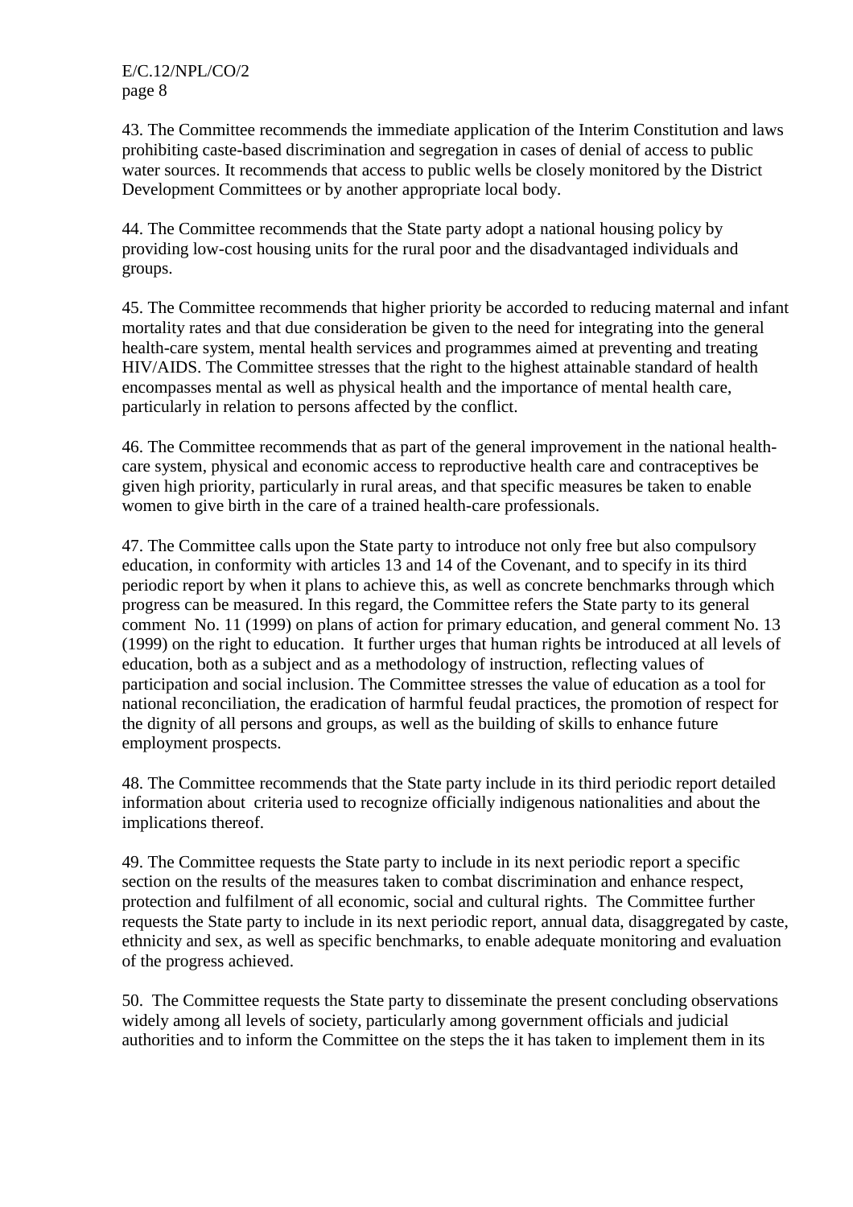43. The Committee recommends the immediate application of the Interim Constitution and laws prohibiting caste-based discrimination and segregation in cases of denial of access to public water sources. It recommends that access to public wells be closely monitored by the District Development Committees or by another appropriate local body.

44. The Committee recommends that the State party adopt a national housing policy by providing low-cost housing units for the rural poor and the disadvantaged individuals and groups.

45. The Committee recommends that higher priority be accorded to reducing maternal and infant mortality rates and that due consideration be given to the need for integrating into the general health-care system, mental health services and programmes aimed at preventing and treating HIV/AIDS. The Committee stresses that the right to the highest attainable standard of health encompasses mental as well as physical health and the importance of mental health care, particularly in relation to persons affected by the conflict.

46. The Committee recommends that as part of the general improvement in the national health-care system, physical and economic access to reproductive health care and contraceptives be given high priority, particularly in rural areas, and that specific measures be taken to enable women to give birth in the care of a trained health-care professionals.

47. The Committee calls upon the State party to introduce not only free but also compulsory education, in conformity with articles 13 and 14 of the Covenant, and to specify in its third periodic report by when it plans to achieve this, as well as concrete benchmarks through which progress can be measured. In this regard, the Committee refers the State party to its general comment No. 11 (1999) on plans of action for primary education, and general comment No. 13 (1999) on the right to education. It further urges that human rights be introduced at all levels of education, both as a subject and as a methodology of instruction, reflecting values of participation and social inclusion. The Committee stresses the value of education as a tool for national reconciliation, the eradication of harmful feudal practices, the promotion of respect for the dignity of all persons and groups, as well as the building of skills to enhance future employment prospects.

48. The Committee recommends that the State party include in its third periodic report detailed information about criteria used to recognize officially indigenous nationalities and about the implications thereof.

49. The Committee requests the State party to include in its next periodic report a specific section on the results of the measures taken to combat discrimination and enhance respect, protection and fulfilment of all economic, social and cultural rights. The Committee further requests the State party to include in its next periodic report, annual data, disaggregated by caste, ethnicity and sex, as well as specific benchmarks, to enable adequate monitoring and evaluation of the progress achieved.

50. The Committee requests the State party to disseminate the present concluding observations widely among all levels of society, particularly among government officials and judicial authorities and to inform the Committee on the steps the it has taken to implement them in its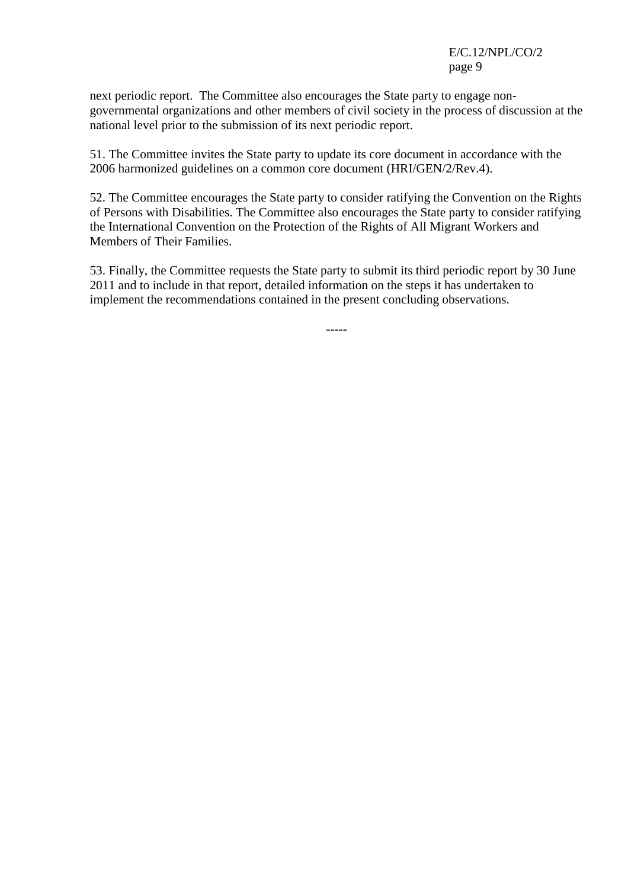next periodic report. The Committee also encourages the State party to engage non-governmental organizations and other members of civil society in the process of discussion at the national level prior to the submission of its next periodic report.

51. The Committee invites the State party to update its core document in accordance with the 2006 harmonized guidelines on a common core document (HRI/GEN/2/Rev.4).

52. The Committee encourages the State party to consider ratifying the Convention on the Rights of Persons with Disabilities. The Committee also encourages the State party to consider ratifying the International Convention on the Protection of the Rights of All Migrant Workers and Members of Their Families.

53. Finally, the Committee requests the State party to submit its third periodic report by 30 June 2011 and to include in that report, detailed information on the steps it has undertaken to implement the recommendations contained in the present concluding observations.

-----